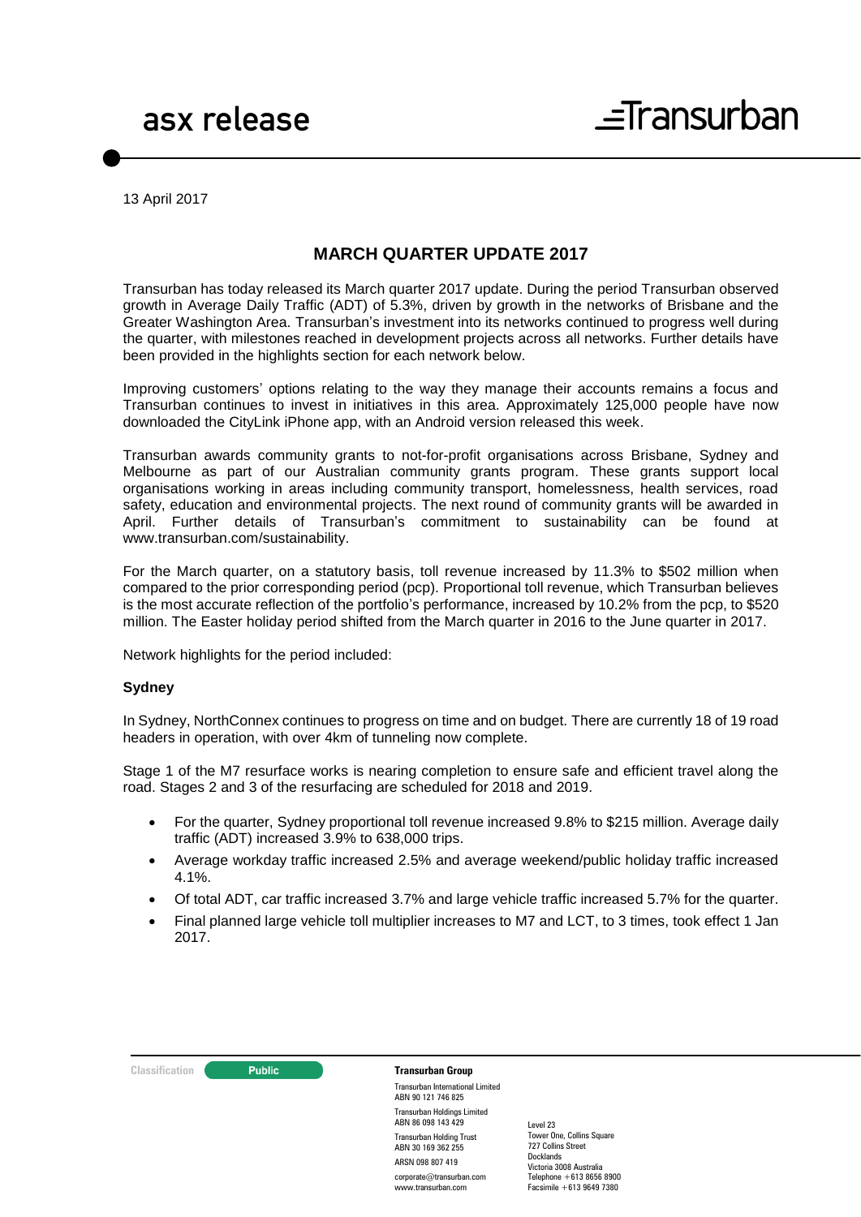asx release

Transurban

13 April 2017

# MARCH QUARTER UPDATE 2017

Transurban has today released its March quarter 2017 update. During the period Transurban observed growth in Average Daily Traffic (ADT) of 5.3%, driven by growth in the networks of Brisbane and the Greater Washington Area. Transurban's investment into its networks continued to progress well during the quarter, with milestones reached in development projects across all networks. Further details have been provided in the highlights section for each network below.

Improving customers' options relating to the way they manage their accounts remains a focus and Transurban continues to invest in initiatives in this area. Approximately 125,000 people have now downloaded the CityLink iPhone app, with an Android version released this week.

Transurban awards community grants to not-for-profit organisations across Brisbane, Sydney and Melbourne as part of our Australian community grants program. These grants support local organisations working in areas including community transport, homelessness, health services, road safety, education and environmental projects. The next round of community grants will be awarded in April. Further details of Transurban's commitment to sustainability can be found at www.transurban.com/sustainability.

For the March quarter, on a statutory basis, toll revenue increased by 11.3% to $502 million when compared to the prior corresponding period (pcp). Proportional toll revenue, which Transurban believes is the most accurate reflection of the portfolio's performance, increased by 10.2% from the pcp, to $520 million. The Easter holiday period shifted from the March quarter in 2016 to the June quarter in 2017.

Network highlights for the period included:

### Sydney

In Sydney, NorthConnex continues to progress on time and on budget. There are currently 18 of 19 road headers in operation, with over 4km of tunneling now complete.

Stage 1 of the M7 resurface works is nearing completion to ensure safe and efficient travel along the road. Stages 2 and 3 of the resurfacing are scheduled for 2018 and 2019.

- For the quarter, Sydney proportional toll revenue increased 9.8% to $215 million. Average daily traffic (ADT) increased 3.9% to 638,000 trips.
- Average workday traffic increased 2.5% and average weekend/public holiday traffic increased 4.1%.
- Of total ADT, car traffic increased 3.7% and large vehicle traffic increased 5.7% for the quarter.
- Final planned large vehicle toll multiplier increases to M7 and LCT, to 3 times, took effect 1 Jan 2017.

Classification: Public

**Transurban Group**

Transurban International Limited
ABN 90 121 746 825
Transurban Holdings Limited
ABN 86 098 143 429
Transurban Holding Trust
ABN 30 169 362 255
ARSN 098 807 419
corporate@transurban.com
www.transurban.com

Level 23
Tower One, Collins Square
727 Collins Street
Docklands
Victoria 3008 Australia
Telephone +613 8656 8900
Facsimile +613 9649 7380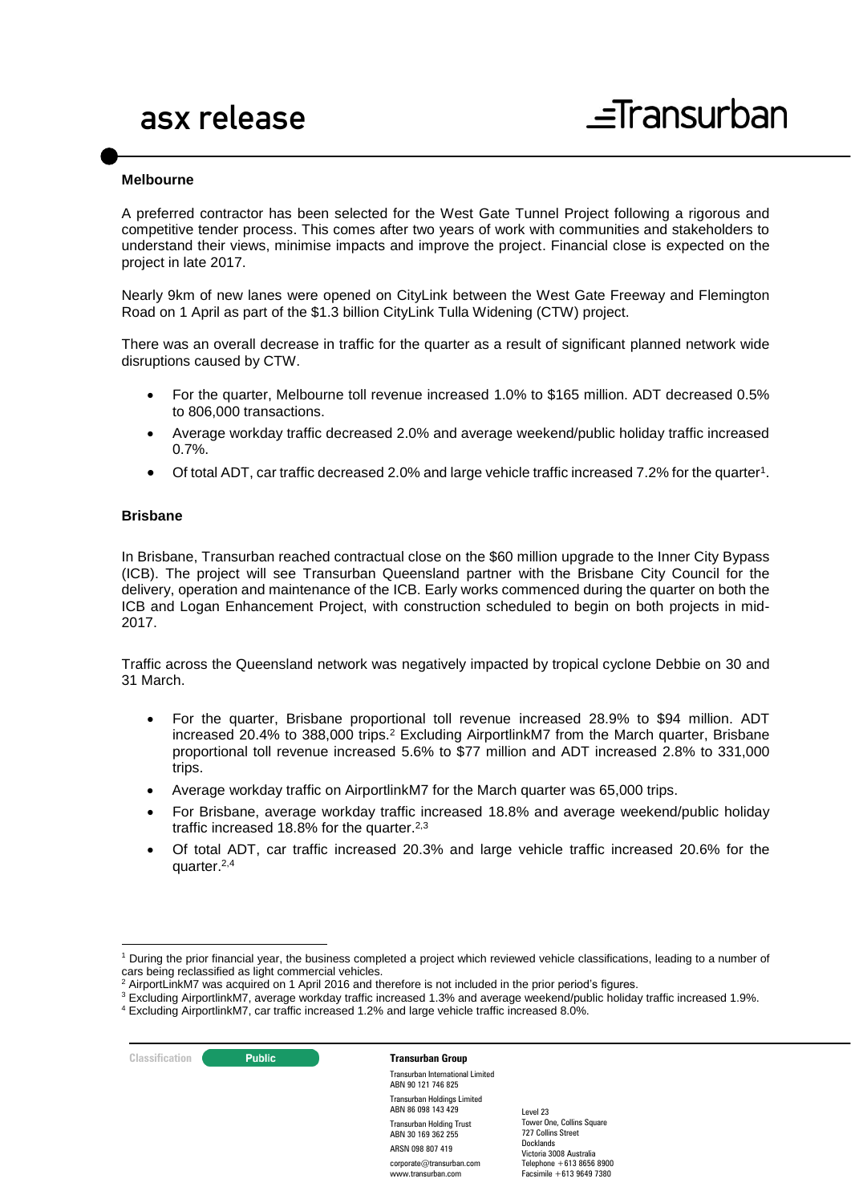### Melbourne

A preferred contractor has been selected for the West Gate Tunnel Project following a rigorous and competitive tender process. This comes after two years of work with communities and stakeholders to understand their views, minimise impacts and improve the project. Financial close is expected on the project in late 2017.

Nearly 9km of new lanes were opened on CityLink between the West Gate Freeway and Flemington Road on 1 April as part of the $1.3 billion CityLink Tulla Widening (CTW) project.

There was an overall decrease in traffic for the quarter as a result of significant planned network wide disruptions caused by CTW.

- For the quarter, Melbourne toll revenue increased 1.0% to $165 million. ADT decreased 0.5% to 806,000 transactions.
- Average workday traffic decreased 2.0% and average weekend/public holiday traffic increased 0.7%.
- Of total ADT, car traffic decreased 2.0% and large vehicle traffic increased 7.2% for the quarter[1].

### Brisbane

In Brisbane, Transurban reached contractual close on the $60 million upgrade to the Inner City Bypass (ICB). The project will see Transurban Queensland partner with the Brisbane City Council for the delivery, operation and maintenance of the ICB. Early works commenced during the quarter on both the ICB and Logan Enhancement Project, with construction scheduled to begin on both projects in mid-2017.

Traffic across the Queensland network was negatively impacted by tropical cyclone Debbie on 30 and 31 March.

- For the quarter, Brisbane proportional toll revenue increased 28.9% to $94 million. ADT increased 20.4% to 388,000 trips.[2] Excluding AirportlinkM7 from the March quarter, Brisbane proportional toll revenue increased 5.6% to $77 million and ADT increased 2.8% to 331,000 trips.
- Average workday traffic on AirportlinkM7 for the March quarter was 65,000 trips.
- For Brisbane, average workday traffic increased 18.8% and average weekend/public holiday traffic increased 18.8% for the quarter.[2,3]
- Of total ADT, car traffic increased 20.3% and large vehicle traffic increased 20.6% for the quarter.[2,4]

---

[1] During the prior financial year, the business completed a project which reviewed vehicle classifications, leading to a number of cars being reclassified as light commercial vehicles.

[2] AirportLinkM7 was acquired on 1 April 2016 and therefore is not included in the prior period's figures.

[3] Excluding AirportlinkM7, average workday traffic increased 1.3% and average weekend/public holiday traffic increased 1.9%.

[4] Excluding AirportlinkM7, car traffic increased 1.2% and large vehicle traffic increased 8.0%.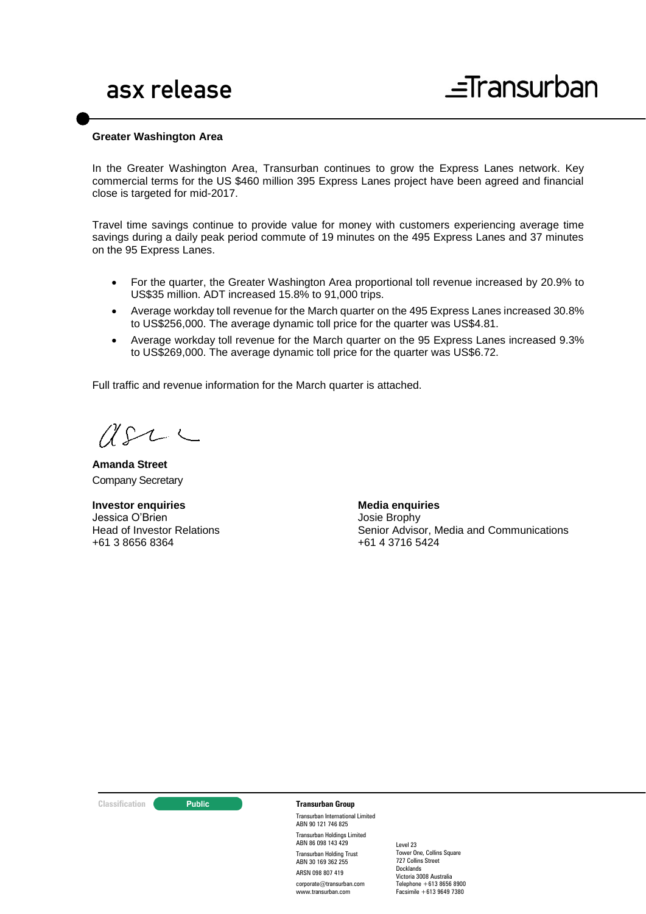**Greater Washington Area**

In the Greater Washington Area, Transurban continues to grow the Express Lanes network. Key commercial terms for the US $460 million 395 Express Lanes project have been agreed and financial close is targeted for mid-2017.

Travel time savings continue to provide value for money with customers experiencing average time savings during a daily peak period commute of 19 minutes on the 495 Express Lanes and 37 minutes on the 95 Express Lanes.

- For the quarter, the Greater Washington Area proportional toll revenue increased by 20.9% to US$35 million. ADT increased 15.8% to 91,000 trips.
- Average workday toll revenue for the March quarter on the 495 Express Lanes increased 30.8% to US$256,000. The average dynamic toll price for the quarter was US$4.81.
- Average workday toll revenue for the March quarter on the 95 Express Lanes increased 9.3% to US$269,000. The average dynamic toll price for the quarter was US$6.72.

Full traffic and revenue information for the March quarter is attached.

**Amanda Street**
Company Secretary

**Investor enquiries**
Jessica O'Brien
Head of Investor Relations
+61 3 8656 8364

**Media enquiries**
Josie Brophy
Senior Advisor, Media and Communications
+61 4 3716 5424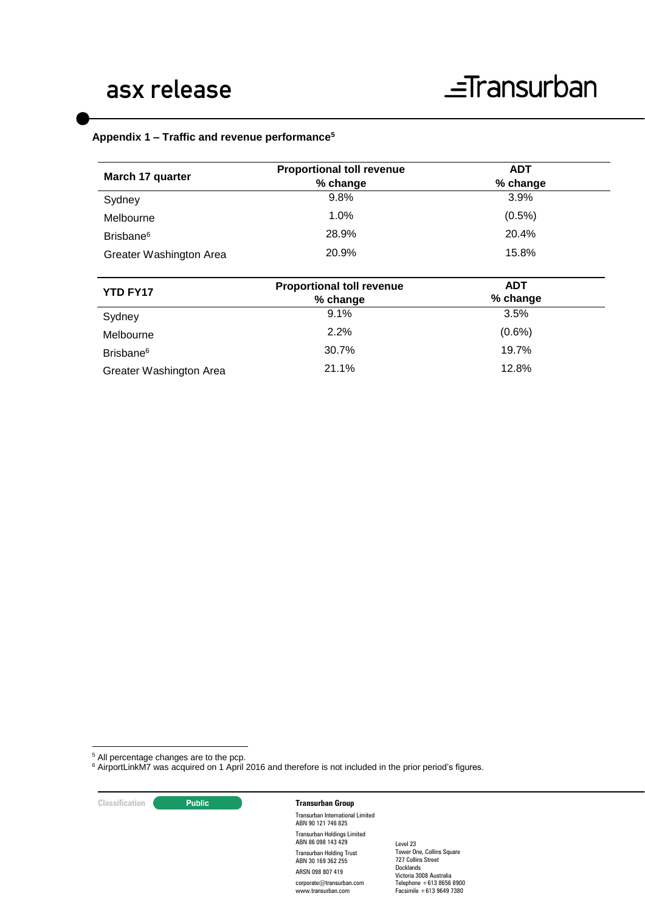## Appendix 1 – Traffic and revenue performance[5]

| March 17 quarter | Proportional toll revenue % change | ADT % change |
|---|---|---|
| Sydney | 9.8% | 3.9% |
| Melbourne | 1.0% | (0.5%) |
| Brisbane[6] | 28.9% | 20.4% |
| Greater Washington Area | 20.9% | 15.8% |

| YTD FY17 | Proportional toll revenue % change | ADT % change |
|---|---|---|
| Sydney | 9.1% | 3.5% |
| Melbourne | 2.2% | (0.6%) |
| Brisbane[6] | 30.7% | 19.7% |
| Greater Washington Area | 21.1% | 12.8% |

[5] All percentage changes are to the pcp.

[6] AirportLinkM7 was acquired on 1 April 2016 and therefore is not included in the prior period's figures.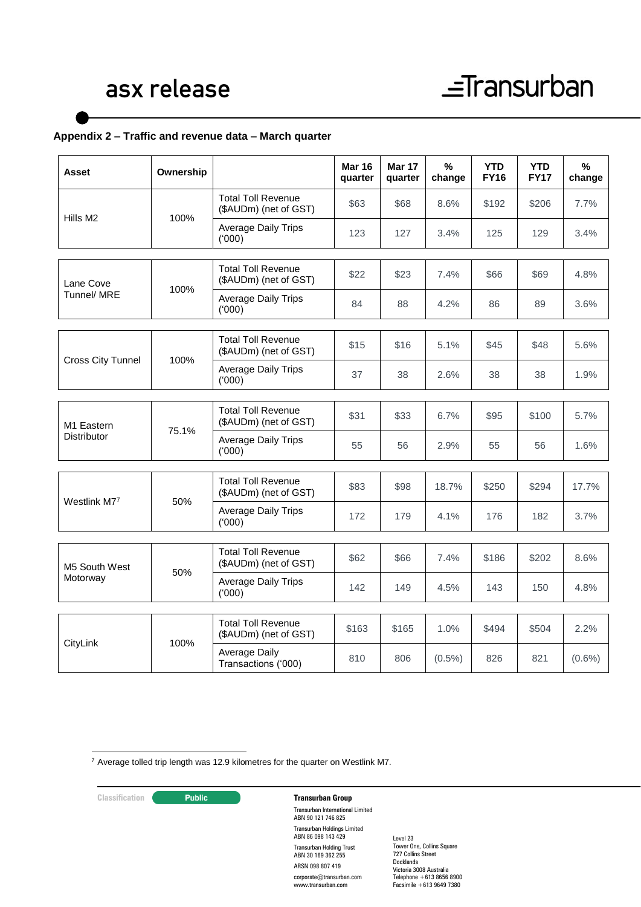## Appendix 2 – Traffic and revenue data – March quarter

| Asset | Ownership | | Mar 16 quarter | Mar 17 quarter | % change | YTD FY16 | YTD FY17 | % change |
|---|---|---|---|---|---|---|---|---|
| Hills M2 | 100% | Total Toll Revenue ($AUDm) (net of GST) | $63 | $68 | 8.6% | $192 | $206 | 7.7% |
| | | Average Daily Trips ('000) | 123 | 127 | 3.4% | 125 | 129 | 3.4% |
| Lane Cove Tunnel/ MRE | 100% | Total Toll Revenue ($AUDm) (net of GST) | $22 | $23 | 7.4% | $66 | $69 | 4.8% |
| | | Average Daily Trips ('000) | 84 | 88 | 4.2% | 86 | 89 | 3.6% |
| Cross City Tunnel | 100% | Total Toll Revenue ($AUDm) (net of GST) | $15 | $16 | 5.1% | $45 | $48 | 5.6% |
| | | Average Daily Trips ('000) | 37 | 38 | 2.6% | 38 | 38 | 1.9% |
| M1 Eastern Distributor | 75.1% | Total Toll Revenue ($AUDm) (net of GST) | $31 | $33 | 6.7% | $95 | $100 | 5.7% |
| | | Average Daily Trips ('000) | 55 | 56 | 2.9% | 55 | 56 | 1.6% |
| Westlink M7[7] | 50% | Total Toll Revenue ($AUDm) (net of GST) | $83 | $98 | 18.7% | $250 | $294 | 17.7% |
| | | Average Daily Trips ('000) | 172 | 179 | 4.1% | 176 | 182 | 3.7% |
| M5 South West Motorway | 50% | Total Toll Revenue ($AUDm) (net of GST) | $62 | $66 | 7.4% | $186 | $202 | 8.6% |
| | | Average Daily Trips ('000) | 142 | 149 | 4.5% | 143 | 150 | 4.8% |
| CityLink | 100% | Total Toll Revenue ($AUDm) (net of GST) | $163 | $165 | 1.0% | $494 | $504 | 2.2% |
| | | Average Daily Transactions ('000) | 810 | 806 | (0.5%) | 826 | 821 | (0.6%) |

[7] Average tolled trip length was 12.9 kilometres for the quarter on Westlink M7.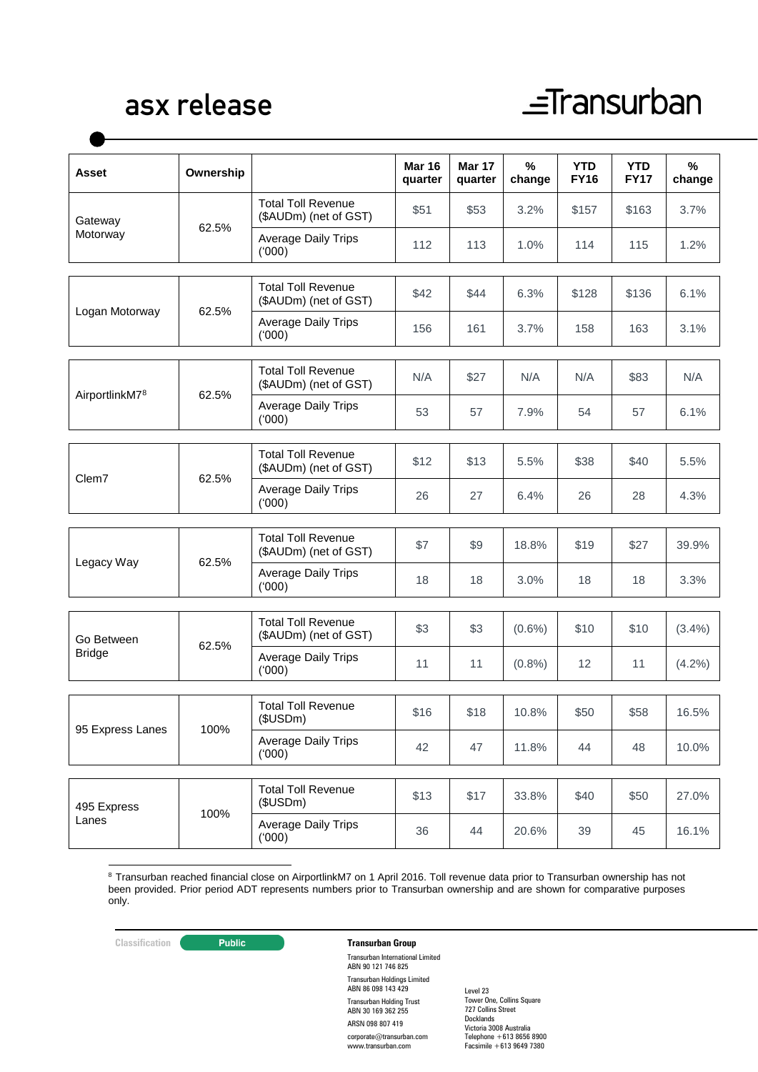| Asset | Ownership | | Mar 16 quarter | Mar 17 quarter | % change | YTD FY16 | YTD FY17 | % change |
|---|---|---|---|---|---|---|---|---|
| Gateway Motorway | 62.5% | Total Toll Revenue ($AUDm) (net of GST) | $51 | $53 | 3.2% | $157 | $163 | 3.7% |
| | | Average Daily Trips ('000) | 112 | 113 | 1.0% | 114 | 115 | 1.2% |
| Logan Motorway | 62.5% | Total Toll Revenue ($AUDm) (net of GST) | $42 | $44 | 6.3% | $128 | $136 | 6.1% |
| | | Average Daily Trips ('000) | 156 | 161 | 3.7% | 158 | 163 | 3.1% |
| AirportlinkM7[8] | 62.5% | Total Toll Revenue ($AUDm) (net of GST) | N/A | $27 | N/A | N/A | $83 | N/A |
| | | Average Daily Trips ('000) | 53 | 57 | 7.9% | 54 | 57 | 6.1% |
| Clem7 | 62.5% | Total Toll Revenue ($AUDm) (net of GST) | $12 | $13 | 5.5% | $38 | $40 | 5.5% |
| | | Average Daily Trips ('000) | 26 | 27 | 6.4% | 26 | 28 | 4.3% |
| Legacy Way | 62.5% | Total Toll Revenue ($AUDm) (net of GST) | $7 | $9 | 18.8% | $19 | $27 | 39.9% |
| | | Average Daily Trips ('000) | 18 | 18 | 3.0% | 18 | 18 | 3.3% |
| Go Between Bridge | 62.5% | Total Toll Revenue ($AUDm) (net of GST) | $3 | $3 | (0.6%) | $10 | $10 | (3.4%) |
| | | Average Daily Trips ('000) | 11 | 11 | (0.8%) | 12 | 11 | (4.2%) |
| 95 Express Lanes | 100% | Total Toll Revenue ($USDm) | $16 | $18 | 10.8% | $50 | $58 | 16.5% |
| | | Average Daily Trips ('000) | 42 | 47 | 11.8% | 44 | 48 | 10.0% |
| 495 Express Lanes | 100% | Total Toll Revenue ($USDm) | $13 | $17 | 33.8% | $40 | $50 | 27.0% |
| | | Average Daily Trips ('000) | 36 | 44 | 20.6% | 39 | 45 | 16.1% |

[8] Transurban reached financial close on AirportlinkM7 on 1 April 2016. Toll revenue data prior to Transurban ownership has not been provided. Prior period ADT represents numbers prior to Transurban ownership and are shown for comparative purposes only.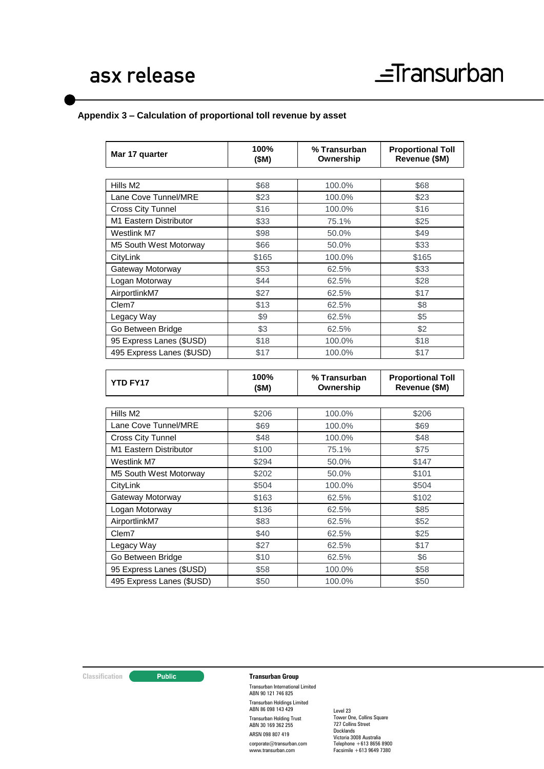## Appendix 3 – Calculation of proportional toll revenue by asset

| Mar 17 quarter | 100% ($M) | % Transurban Ownership | Proportional Toll Revenue ($M) |
|---|---|---|---|
| Hills M2 | $68 | 100.0% | $68 |
| Lane Cove Tunnel/MRE | $23 | 100.0% | $23 |
| Cross City Tunnel | $16 | 100.0% | $16 |
| M1 Eastern Distributor | $33 | 75.1% | $25 |
| Westlink M7 | $98 | 50.0% | $49 |
| M5 South West Motorway | $66 | 50.0% | $33 |
| CityLink | $165 | 100.0% | $165 |
| Gateway Motorway | $53 | 62.5% | $33 |
| Logan Motorway | $44 | 62.5% | $28 |
| AirportlinkM7 | $27 | 62.5% | $17 |
| Clem7 | $13 | 62.5% | $8 |
| Legacy Way | $9 | 62.5% | $5 |
| Go Between Bridge | $3 | 62.5% | $2 |
| 95 Express Lanes ($USD) | $18 | 100.0% | $18 |
| 495 Express Lanes ($USD) | $17 | 100.0% | $17 |

| YTD FY17 | 100% ($M) | % Transurban Ownership | Proportional Toll Revenue ($M) |
|---|---|---|---|
| Hills M2 | $206 | 100.0% | $206 |
| Lane Cove Tunnel/MRE | $69 | 100.0% | $69 |
| Cross City Tunnel | $48 | 100.0% | $48 |
| M1 Eastern Distributor | $100 | 75.1% | $75 |
| Westlink M7 | $294 | 50.0% | $147 |
| M5 South West Motorway | $202 | 50.0% | $101 |
| CityLink | $504 | 100.0% | $504 |
| Gateway Motorway | $163 | 62.5% | $102 |
| Logan Motorway | $136 | 62.5% | $85 |
| AirportlinkM7 | $83 | 62.5% | $52 |
| Clem7 | $40 | 62.5% | $25 |
| Legacy Way | $27 | 62.5% | $17 |
| Go Between Bridge | $10 | 62.5% | $6 |
| 95 Express Lanes ($USD) | $58 | 100.0% | $58 |
| 495 Express Lanes ($USD) | $50 | 100.0% | $50 |